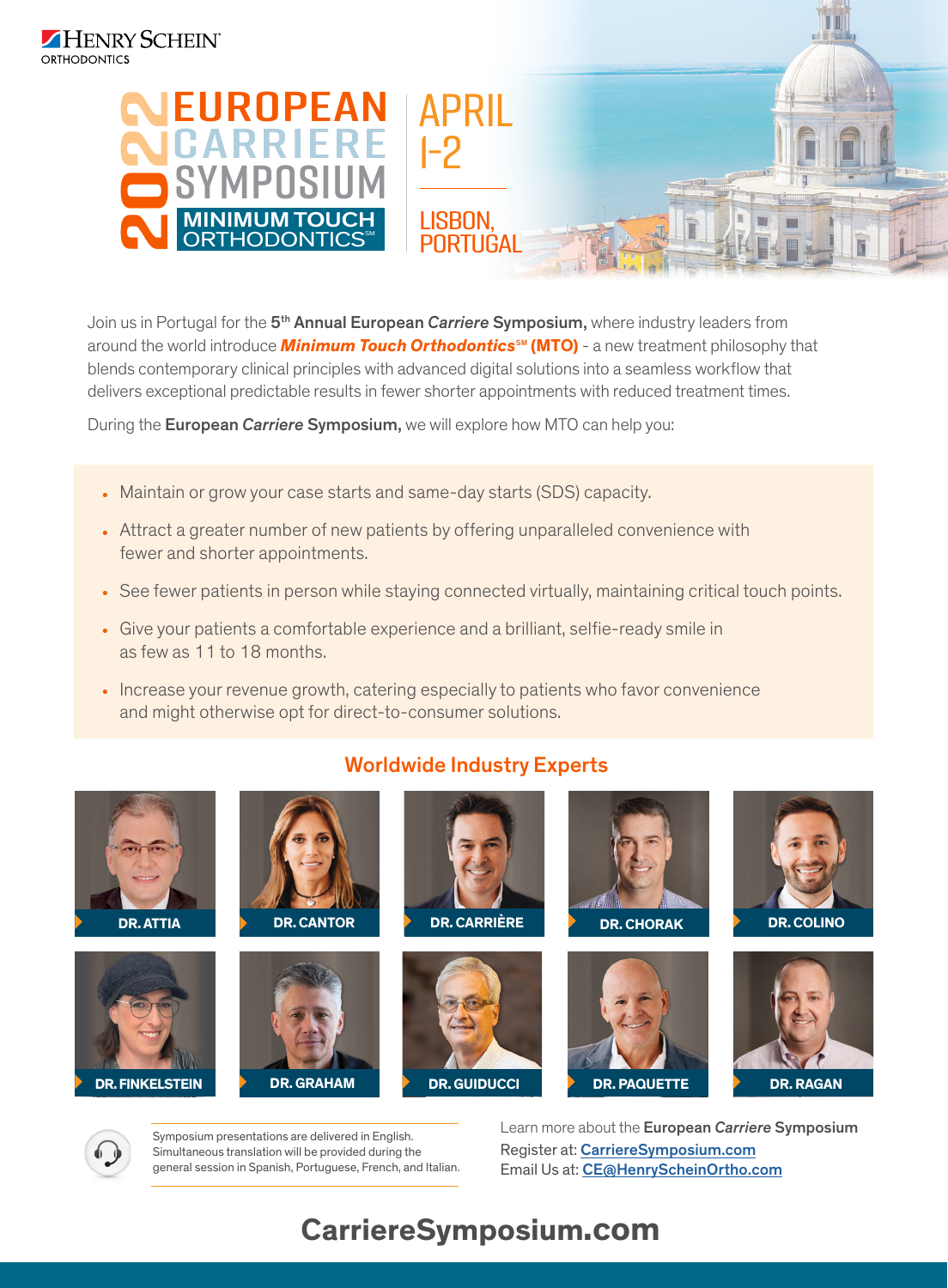HENRY SCHEIN®
ORTHODONTICS

# 2022 EUROPEAN CARRIERE SYMPOSIUM

MINIMUM TOUCH ORTHODONTICS℠

APRIL 1-2

LISBON, PORTUGAL

Join us in Portugal for the **5th Annual European *Carriere* Symposium,** where industry leaders from around the world introduce ***Minimum Touch Orthodontics***℠ **(MTO)** - a new treatment philosophy that blends contemporary clinical principles with advanced digital solutions into a seamless workflow that delivers exceptional predictable results in fewer shorter appointments with reduced treatment times.

During the **European *Carriere* Symposium,** we will explore how MTO can help you:

- Maintain or grow your case starts and same-day starts (SDS) capacity.
- Attract a greater number of new patients by offering unparalleled convenience with fewer and shorter appointments.
- See fewer patients in person while staying connected virtually, maintaining critical touch points.
- Give your patients a comfortable experience and a brilliant, selfie-ready smile in as few as 11 to 18 months.
- Increase your revenue growth, catering especially to patients who favor convenience and might otherwise opt for direct-to-consumer solutions.

## Worldwide Industry Experts

DR. ATTIA

DR. CANTOR

DR. CARRIÈRE

DR. CHORAK

DR. COLINO

DR. FINKELSTEIN

DR. GRAHAM

DR. GUIDUCCI

DR. PAQUETTE

DR. RAGAN

Symposium presentations are delivered in English. Simultaneous translation will be provided during the general session in Spanish, Portuguese, French, and Italian.

Learn more about the **European *Carriere* Symposium**

Register at: CarriereSymposium.com

Email Us at: CE@HenryScheinOrtho.com

**CarriereSymposium.com**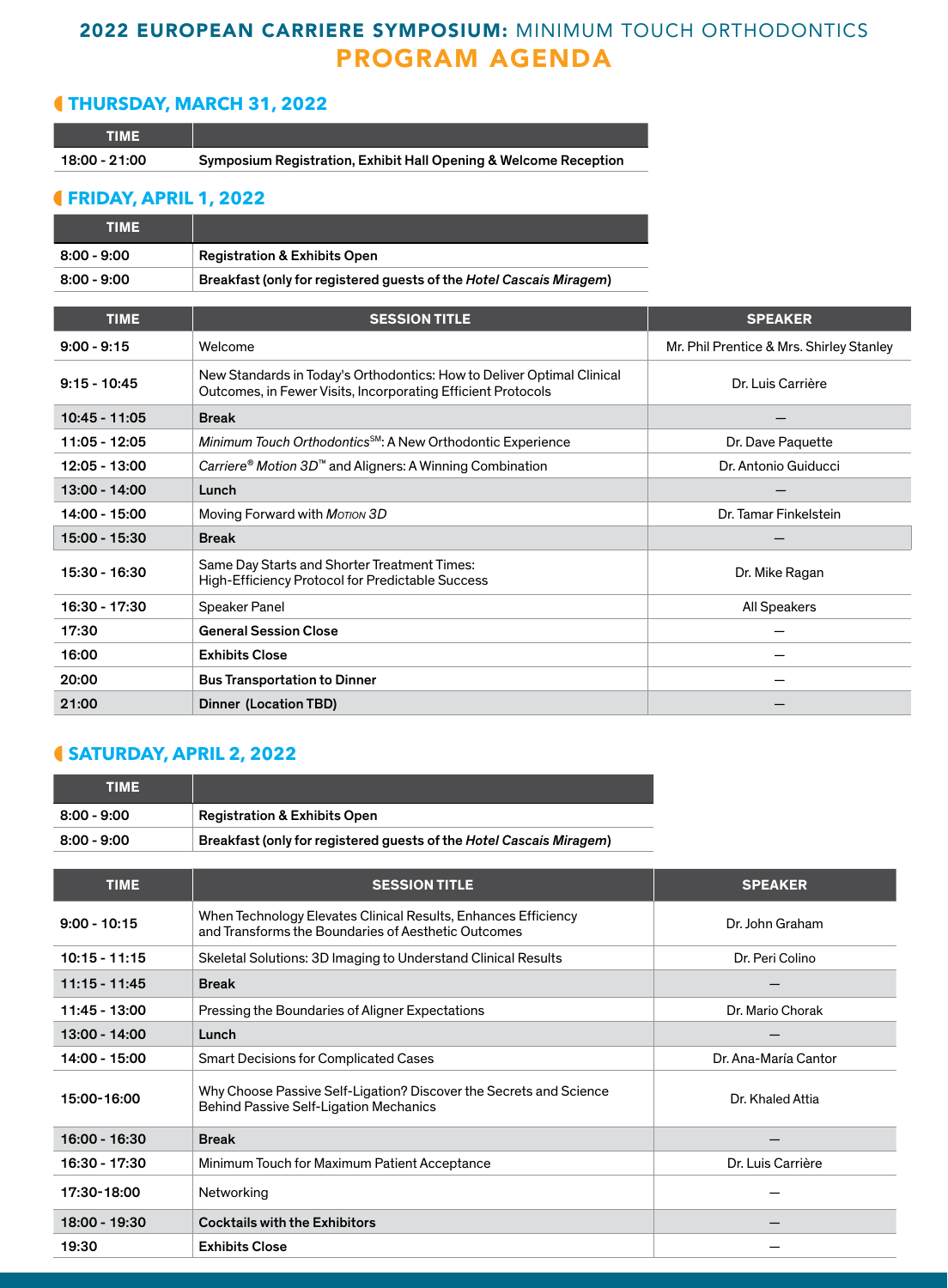# 2022 EUROPEAN CARRIERE SYMPOSIUM: MINIMUM TOUCH ORTHODONTICS

## PROGRAM AGENDA

### THURSDAY, MARCH 31, 2022

| TIME | |
|---|---|
| 18:00 - 21:00 | **Symposium Registration, Exhibit Hall Opening & Welcome Reception** |

### FRIDAY, APRIL 1, 2022

| TIME | |
|---|---|
| 8:00 - 9:00 | **Registration & Exhibits Open** |
| 8:00 - 9:00 | **Breakfast (only for registered guests of the *Hotel Cascais Miragem*)** |

| TIME | SESSION TITLE | SPEAKER |
|---|---|---|
| 9:00 - 9:15 | Welcome | Mr. Phil Prentice & Mrs. Shirley Stanley |
| 9:15 - 10:45 | New Standards in Today's Orthodontics: How to Deliver Optimal Clinical Outcomes, in Fewer Visits, Incorporating Efficient Protocols | Dr. Luis Carrière |
| 10:45 - 11:05 | **Break** | — |
| 11:05 - 12:05 | *Minimum Touch Orthodontics*SM: A New Orthodontic Experience | Dr. Dave Paquette |
| 12:05 - 13:00 | *Carriere® Motion 3D*™ and Aligners: A Winning Combination | Dr. Antonio Guiducci |
| 13:00 - 14:00 | **Lunch** | — |
| 14:00 - 15:00 | Moving Forward with *Motion 3D* | Dr. Tamar Finkelstein |
| 15:00 - 15:30 | **Break** | — |
| 15:30 - 16:30 | Same Day Starts and Shorter Treatment Times: High-Efficiency Protocol for Predictable Success | Dr. Mike Ragan |
| 16:30 - 17:30 | Speaker Panel | All Speakers |
| 17:30 | **General Session Close** | — |
| 16:00 | **Exhibits Close** | — |
| 20:00 | **Bus Transportation to Dinner** | — |
| 21:00 | **Dinner (Location TBD)** | — |

### SATURDAY, APRIL 2, 2022

| TIME | |
|---|---|
| 8:00 - 9:00 | **Registration & Exhibits Open** |
| 8:00 - 9:00 | **Breakfast (only for registered guests of the *Hotel Cascais Miragem*)** |

| TIME | SESSION TITLE | SPEAKER |
|---|---|---|
| 9:00 - 10:15 | When Technology Elevates Clinical Results, Enhances Efficiency and Transforms the Boundaries of Aesthetic Outcomes | Dr. John Graham |
| 10:15 - 11:15 | Skeletal Solutions: 3D Imaging to Understand Clinical Results | Dr. Peri Colino |
| 11:15 - 11:45 | **Break** | — |
| 11:45 - 13:00 | Pressing the Boundaries of Aligner Expectations | Dr. Mario Chorak |
| 13:00 - 14:00 | **Lunch** | — |
| 14:00 - 15:00 | Smart Decisions for Complicated Cases | Dr. Ana-María Cantor |
| 15:00-16:00 | Why Choose Passive Self-Ligation? Discover the Secrets and Science Behind Passive Self-Ligation Mechanics | Dr. Khaled Attia |
| 16:00 - 16:30 | **Break** | — |
| 16:30 - 17:30 | Minimum Touch for Maximum Patient Acceptance | Dr. Luis Carrière |
| 17:30-18:00 | Networking | — |
| 18:00 - 19:30 | **Cocktails with the Exhibitors** | — |
| 19:30 | **Exhibits Close** | — |